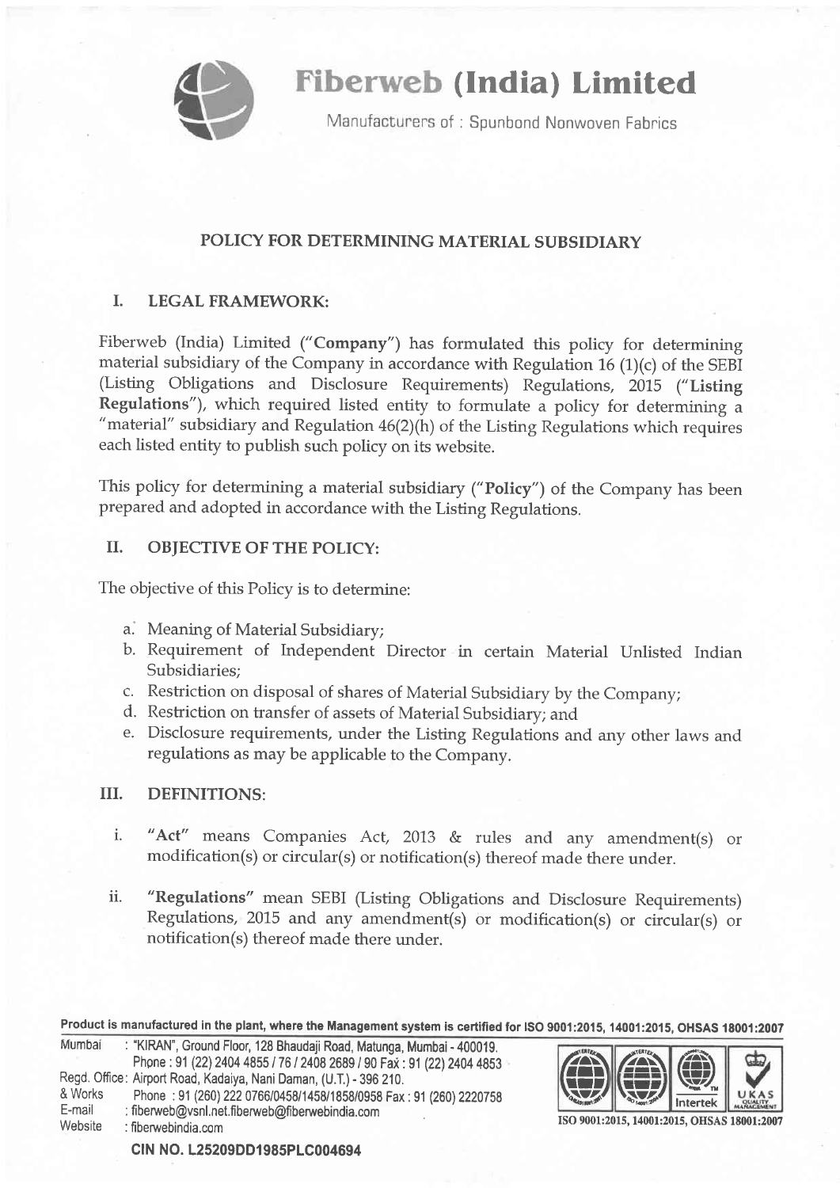# Fiberweb (India) Limited

Manufacturers of : Spunbond Nonwoven Fabrics

## POLICY FOR DETERMINING MATERIAL SUBSIDIARY

### I. LEGAL FRAMEWORK:

Fiberweb (India) Limited ("**Company**") has formulated this policy for determining material subsidiary of the Company in accordance with Regulation 16 (1)(c) of the SEBI (Listing Obligations and Disclosure Requirements) Regulations, 2015 ("**Listing Regulations**"), which required listed entity to formulate a policy for determining a "material" subsidiary and Regulation 46(2)(h) of the Listing Regulations which requires each listed entity to publish such policy on its website.

This policy for determining a material subsidiary ("**Policy**") of the Company has been prepared and adopted in accordance with the Listing Regulations.

### II. OBJECTIVE OF THE POLICY:

The objective of this Policy is to determine:

a. Meaning of Material Subsidiary;
b. Requirement of Independent Director in certain Material Unlisted Indian Subsidiaries;
c. Restriction on disposal of shares of Material Subsidiary by the Company;
d. Restriction on transfer of assets of Material Subsidiary; and
e. Disclosure requirements, under the Listing Regulations and any other laws and regulations as may be applicable to the Company.

### III. DEFINITIONS:

i. **"Act"** means Companies Act, 2013 & rules and any amendment(s) or modification(s) or circular(s) or notification(s) thereof made there under.

ii. **"Regulations"** mean SEBI (Listing Obligations and Disclosure Requirements) Regulations, 2015 and any amendment(s) or modification(s) or circular(s) or notification(s) thereof made there under.

**Product is manufactured in the plant, where the Management system is certified for ISO 9001:2015, 14001:2015, OHSAS 18001:2007**

Mumbai : "KIRAN", Ground Floor, 128 Bhaudaji Road, Matunga, Mumbai - 400019.
Phone : 91 (22) 2404 4855 / 76 / 2408 2689 / 90 Fax : 91 (22) 2404 4853
Regd. Office & Works : Airport Road, Kadaiya, Nani Daman, (U.T.) - 396 210.
Phone : 91 (260) 222 0766/0458/1458/1858/0958 Fax : 91 (260) 2220758
E-mail : fiberweb@vsnl.net.fiberweb@fiberwebindia.com
Website : fiberwebindia.com

**CIN NO. L25209DD1985PLC004694**

ISO 9001:2015, 14001:2015, OHSAS 18001:2007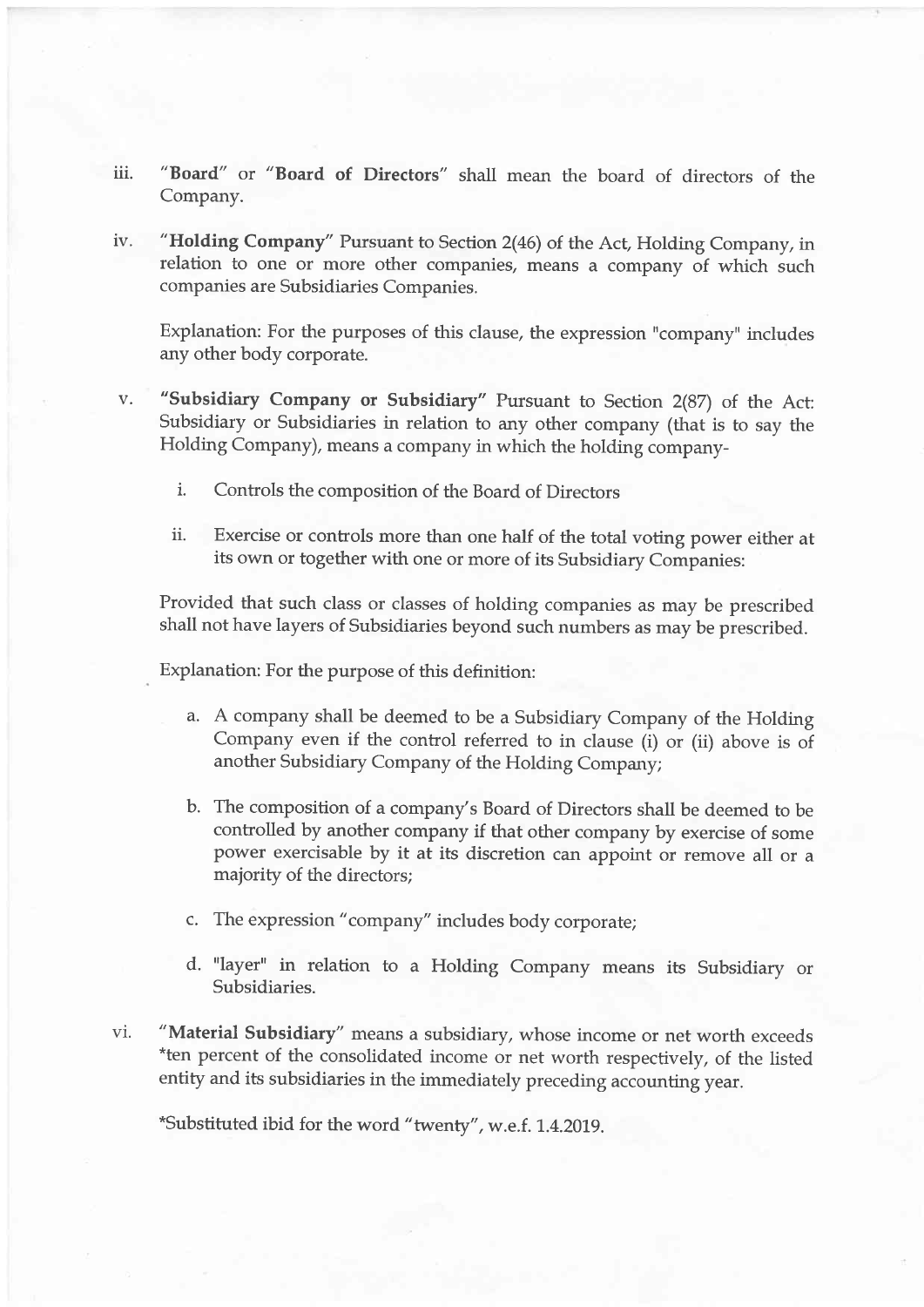iii. "**Board**" or "**Board of Directors**" shall mean the board of directors of the Company.

iv. "**Holding Company**" Pursuant to Section 2(46) of the Act, Holding Company, in relation to one or more other companies, means a company of which such companies are Subsidiaries Companies.

   Explanation: For the purposes of this clause, the expression "company" includes any other body corporate.

v. "**Subsidiary Company or Subsidiary**" Pursuant to Section 2(87) of the Act: Subsidiary or Subsidiaries in relation to any other company (that is to say the Holding Company), means a company in which the holding company-

   i. Controls the composition of the Board of Directors

   ii. Exercise or controls more than one half of the total voting power either at its own or together with one or more of its Subsidiary Companies:

   Provided that such class or classes of holding companies as may be prescribed shall not have layers of Subsidiaries beyond such numbers as may be prescribed.

   Explanation: For the purpose of this definition:

   a. A company shall be deemed to be a Subsidiary Company of the Holding Company even if the control referred to in clause (i) or (ii) above is of another Subsidiary Company of the Holding Company;

   b. The composition of a company's Board of Directors shall be deemed to be controlled by another company if that other company by exercise of some power exercisable by it at its discretion can appoint or remove all or a majority of the directors;

   c. The expression "company" includes body corporate;

   d. "layer" in relation to a Holding Company means its Subsidiary or Subsidiaries.

vi. "**Material Subsidiary**" means a subsidiary, whose income or net worth exceeds *ten percent of the consolidated income or net worth respectively, of the listed entity and its subsidiaries in the immediately preceding accounting year.

   *Substituted ibid for the word "twenty", w.e.f. 1.4.2019.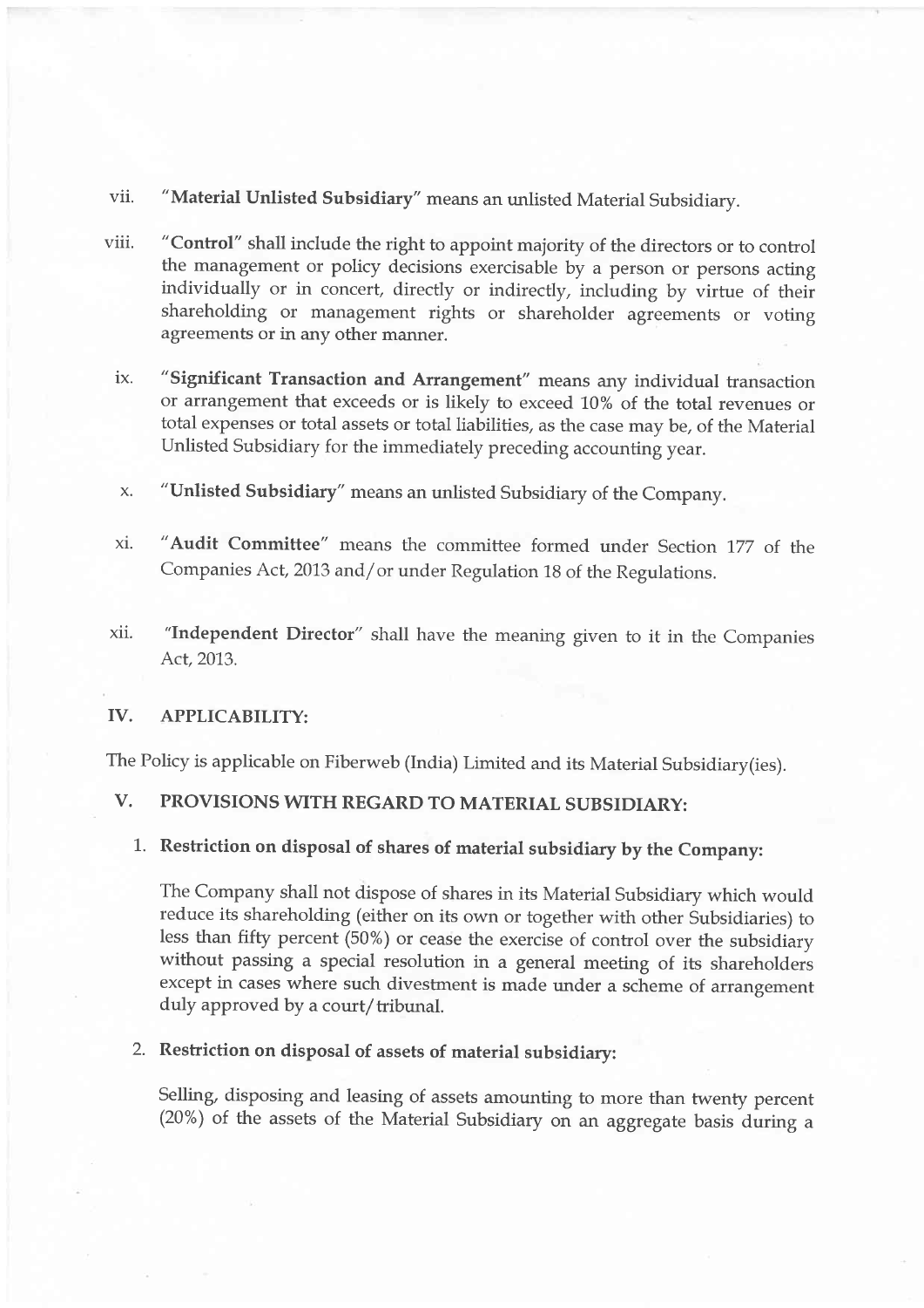vii. "**Material Unlisted Subsidiary**" means an unlisted Material Subsidiary.

viii. "**Control**" shall include the right to appoint majority of the directors or to control the management or policy decisions exercisable by a person or persons acting individually or in concert, directly or indirectly, including by virtue of their shareholding or management rights or shareholder agreements or voting agreements or in any other manner.

ix. "**Significant Transaction and Arrangement**" means any individual transaction or arrangement that exceeds or is likely to exceed 10% of the total revenues or total expenses or total assets or total liabilities, as the case may be, of the Material Unlisted Subsidiary for the immediately preceding accounting year.

x. "**Unlisted Subsidiary**" means an unlisted Subsidiary of the Company.

xi. "**Audit Committee**" means the committee formed under Section 177 of the Companies Act, 2013 and/or under Regulation 18 of the Regulations.

xii. "**Independent Director**" shall have the meaning given to it in the Companies Act, 2013.

## IV. APPLICABILITY:

The Policy is applicable on Fiberweb (India) Limited and its Material Subsidiary(ies).

## V. PROVISIONS WITH REGARD TO MATERIAL SUBSIDIARY:

### 1. Restriction on disposal of shares of material subsidiary by the Company:

The Company shall not dispose of shares in its Material Subsidiary which would reduce its shareholding (either on its own or together with other Subsidiaries) to less than fifty percent (50%) or cease the exercise of control over the subsidiary without passing a special resolution in a general meeting of its shareholders except in cases where such divestment is made under a scheme of arrangement duly approved by a court/tribunal.

### 2. Restriction on disposal of assets of material subsidiary:

Selling, disposing and leasing of assets amounting to more than twenty percent (20%) of the assets of the Material Subsidiary on an aggregate basis during a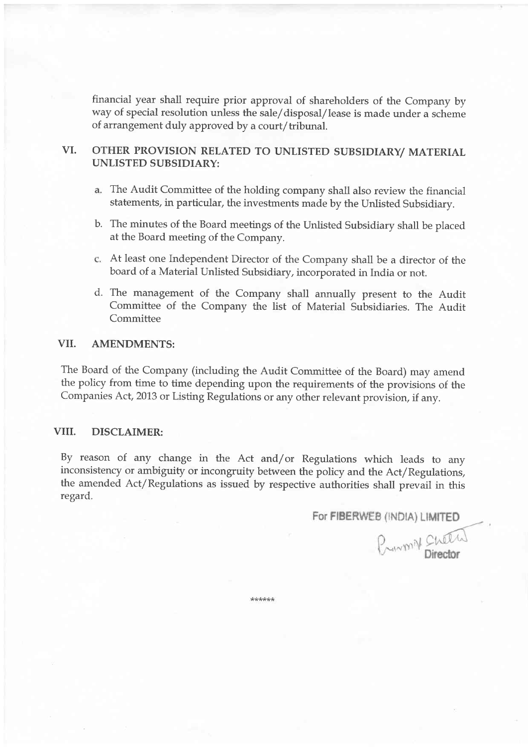financial year shall require prior approval of shareholders of the Company by way of special resolution unless the sale/disposal/lease is made under a scheme of arrangement duly approved by a court/tribunal.

## VI. OTHER PROVISION RELATED TO UNLISTED SUBSIDIARY/ MATERIAL UNLISTED SUBSIDIARY:

a. The Audit Committee of the holding company shall also review the financial statements, in particular, the investments made by the Unlisted Subsidiary.

b. The minutes of the Board meetings of the Unlisted Subsidiary shall be placed at the Board meeting of the Company.

c. At least one Independent Director of the Company shall be a director of the board of a Material Unlisted Subsidiary, incorporated in India or not.

d. The management of the Company shall annually present to the Audit Committee of the Company the list of Material Subsidiaries. The Audit Committee

## VII. AMENDMENTS:

The Board of the Company (including the Audit Committee of the Board) may amend the policy from time to time depending upon the requirements of the provisions of the Companies Act, 2013 or Listing Regulations or any other relevant provision, if any.

## VIII. DISCLAIMER:

By reason of any change in the Act and/or Regulations which leads to any inconsistency or ambiguity or incongruity between the policy and the Act/Regulations, the amended Act/Regulations as issued by respective authorities shall prevail in this regard.

For FIBERWEB (INDIA) LIMITED

Director

******